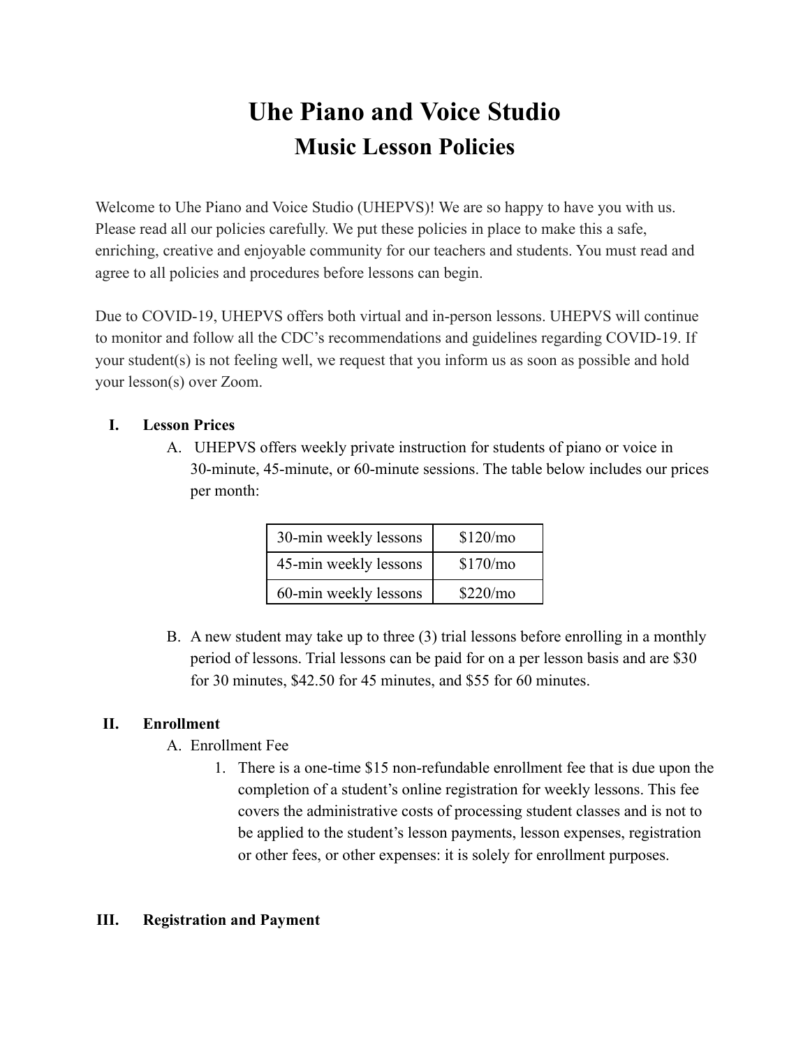# Uhe Piano and Voice Studio
## Music Lesson Policies

Welcome to Uhe Piano and Voice Studio (UHEPVS)! We are so happy to have you with us. Please read all our policies carefully. We put these policies in place to make this a safe, enriching, creative and enjoyable community for our teachers and students. You must read and agree to all policies and procedures before lessons can begin.

Due to COVID-19, UHEPVS offers both virtual and in-person lessons. UHEPVS will continue to monitor and follow all the CDC's recommendations and guidelines regarding COVID-19. If your student(s) is not feeling well, we request that you inform us as soon as possible and hold your lesson(s) over Zoom.

I. **Lesson Prices**

   A. UHEPVS offers weekly private instruction for students of piano or voice in 30-minute, 45-minute, or 60-minute sessions. The table below includes our prices per month:

| | |
|---|---|
| 30-min weekly lessons | $120/mo |
| 45-min weekly lessons | $170/mo |
| 60-min weekly lessons | $220/mo |

   B. A new student may take up to three (3) trial lessons before enrolling in a monthly period of lessons. Trial lessons can be paid for on a per lesson basis and are $30 for 30 minutes, $42.50 for 45 minutes, and $55 for 60 minutes.

II. **Enrollment**

   A. Enrollment Fee

      1. There is a one-time $15 non-refundable enrollment fee that is due upon the completion of a student's online registration for weekly lessons. This fee covers the administrative costs of processing student classes and is not to be applied to the student's lesson payments, lesson expenses, registration or other fees, or other expenses: it is solely for enrollment purposes.

III. **Registration and Payment**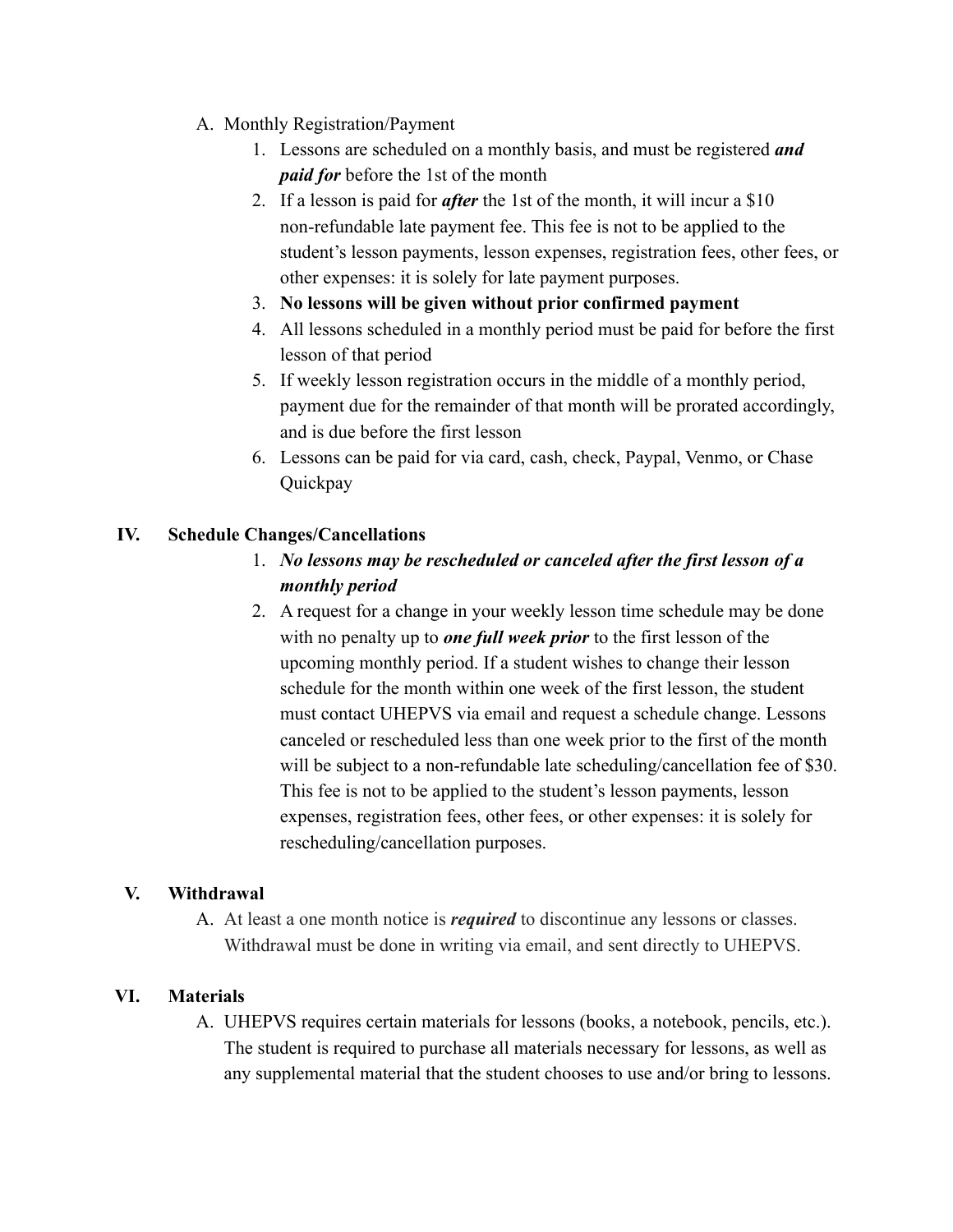A. Monthly Registration/Payment

1. Lessons are scheduled on a monthly basis, and must be registered ***and paid for*** before the 1st of the month
2. If a lesson is paid for ***after*** the 1st of the month, it will incur a $10 non-refundable late payment fee. This fee is not to be applied to the student's lesson payments, lesson expenses, registration fees, other fees, or other expenses: it is solely for late payment purposes.
3. **No lessons will be given without prior confirmed payment**
4. All lessons scheduled in a monthly period must be paid for before the first lesson of that period
5. If weekly lesson registration occurs in the middle of a monthly period, payment due for the remainder of that month will be prorated accordingly, and is due before the first lesson
6. Lessons can be paid for via card, cash, check, Paypal, Venmo, or Chase Quickpay

## IV. Schedule Changes/Cancellations

1. ***No lessons may be rescheduled or canceled after the first lesson of a monthly period***
2. A request for a change in your weekly lesson time schedule may be done with no penalty up to ***one full week prior*** to the first lesson of the upcoming monthly period. If a student wishes to change their lesson schedule for the month within one week of the first lesson, the student must contact UHEPVS via email and request a schedule change. Lessons canceled or rescheduled less than one week prior to the first of the month will be subject to a non-refundable late scheduling/cancellation fee of $30. This fee is not to be applied to the student's lesson payments, lesson expenses, registration fees, other fees, or other expenses: it is solely for rescheduling/cancellation purposes.

## V. Withdrawal

A. At least a one month notice is ***required*** to discontinue any lessons or classes. Withdrawal must be done in writing via email, and sent directly to UHEPVS.

## VI. Materials

A. UHEPVS requires certain materials for lessons (books, a notebook, pencils, etc.). The student is required to purchase all materials necessary for lessons, as well as any supplemental material that the student chooses to use and/or bring to lessons.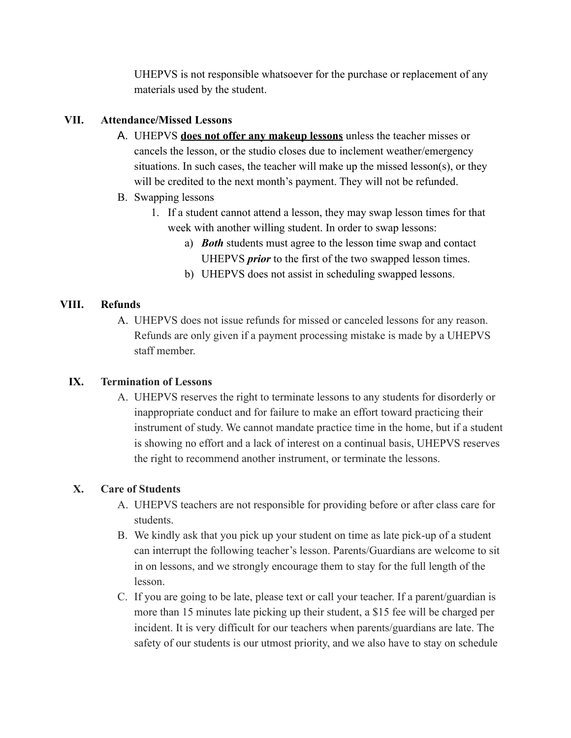UHEPVS is not responsible whatsoever for the purchase or replacement of any materials used by the student.

## VII. Attendance/Missed Lessons

A. UHEPVS **<u>does not offer any makeup lessons</u>** unless the teacher misses or cancels the lesson, or the studio closes due to inclement weather/emergency situations. In such cases, the teacher will make up the missed lesson(s), or they will be credited to the next month's payment. They will not be refunded.

B. Swapping lessons

1. If a student cannot attend a lesson, they may swap lesson times for that week with another willing student. In order to swap lessons:
   a) ***Both*** students must agree to the lesson time swap and contact UHEPVS ***prior*** to the first of the two swapped lesson times.
   b) UHEPVS does not assist in scheduling swapped lessons.

## VIII. Refunds

A. UHEPVS does not issue refunds for missed or canceled lessons for any reason. Refunds are only given if a payment processing mistake is made by a UHEPVS staff member.

## IX. Termination of Lessons

A. UHEPVS reserves the right to terminate lessons to any students for disorderly or inappropriate conduct and for failure to make an effort toward practicing their instrument of study. We cannot mandate practice time in the home, but if a student is showing no effort and a lack of interest on a continual basis, UHEPVS reserves the right to recommend another instrument, or terminate the lessons.

## X. Care of Students

A. UHEPVS teachers are not responsible for providing before or after class care for students.

B. We kindly ask that you pick up your student on time as late pick-up of a student can interrupt the following teacher's lesson. Parents/Guardians are welcome to sit in on lessons, and we strongly encourage them to stay for the full length of the lesson.

C. If you are going to be late, please text or call your teacher. If a parent/guardian is more than 15 minutes late picking up their student, a $15 fee will be charged per incident. It is very difficult for our teachers when parents/guardians are late. The safety of our students is our utmost priority, and we also have to stay on schedule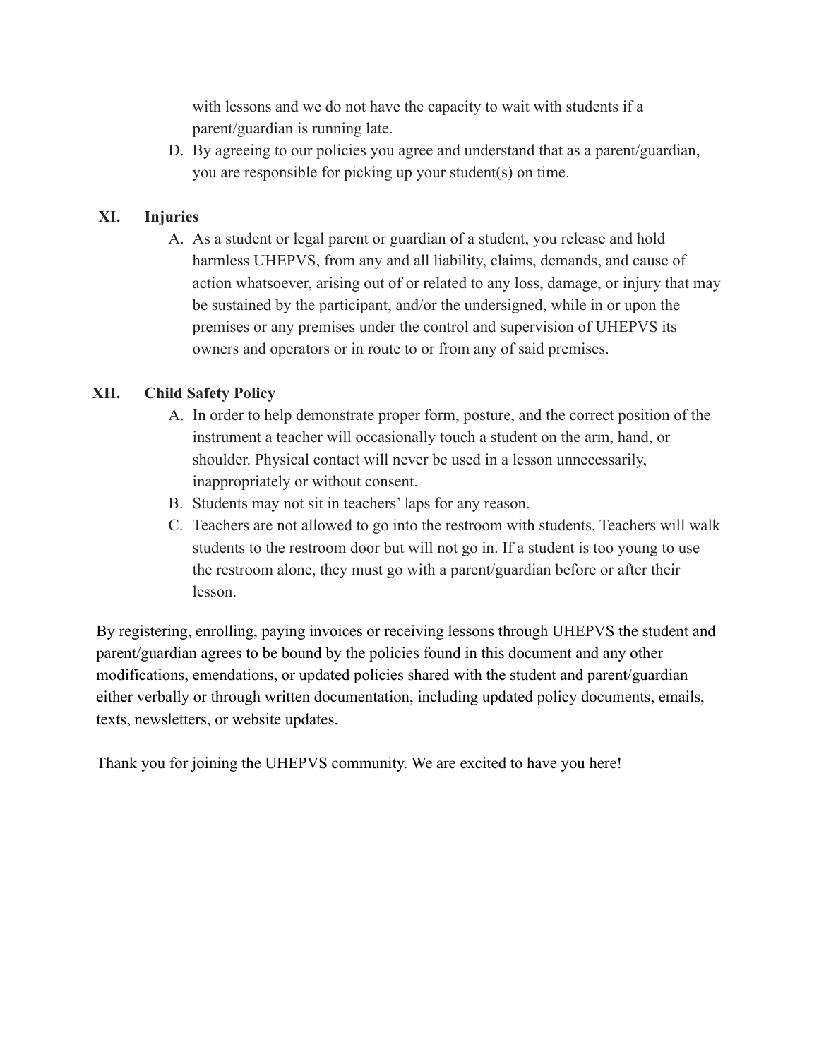with lessons and we do not have the capacity to wait with students if a parent/guardian is running late.

D. By agreeing to our policies you agree and understand that as a parent/guardian, you are responsible for picking up your student(s) on time.

## XI. Injuries

A. As a student or legal parent or guardian of a student, you release and hold harmless UHEPVS, from any and all liability, claims, demands, and cause of action whatsoever, arising out of or related to any loss, damage, or injury that may be sustained by the participant, and/or the undersigned, while in or upon the premises or any premises under the control and supervision of UHEPVS its owners and operators or in route to or from any of said premises.

## XII. Child Safety Policy

A. In order to help demonstrate proper form, posture, and the correct position of the instrument a teacher will occasionally touch a student on the arm, hand, or shoulder. Physical contact will never be used in a lesson unnecessarily, inappropriately or without consent.

B. Students may not sit in teachers' laps for any reason.

C. Teachers are not allowed to go into the restroom with students. Teachers will walk students to the restroom door but will not go in. If a student is too young to use the restroom alone, they must go with a parent/guardian before or after their lesson.

By registering, enrolling, paying invoices or receiving lessons through UHEPVS the student and parent/guardian agrees to be bound by the policies found in this document and any other modifications, emendations, or updated policies shared with the student and parent/guardian either verbally or through written documentation, including updated policy documents, emails, texts, newsletters, or website updates.

Thank you for joining the UHEPVS community. We are excited to have you here!